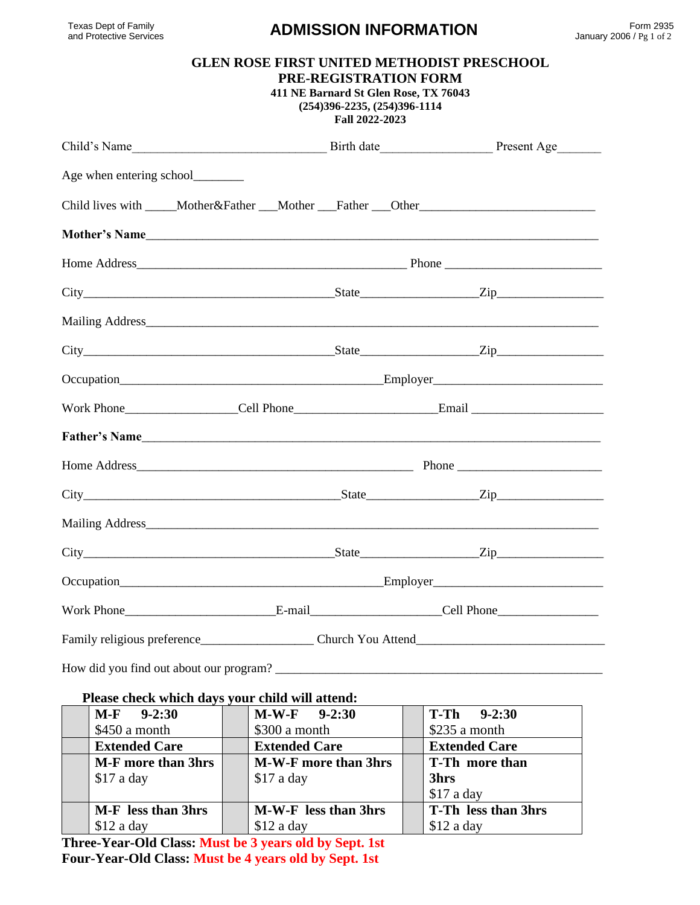Texas Dept of Family and Protective Services

# ADMISSION INFORMATION

Form 2935
January 2006

## GLEN ROSE FIRST UNITED METHODIST PRESCHOOL
## PRE-REGISTRATION FORM

**411 NE Barnard St Glen Rose, TX 76043**
**(254)396-2235, (254)396-1114**
**Fall 2022-2023**

Child's Name_______________________________ Birth date_________________ Present Age_______

Age when entering school________

Child lives with _____Mother&Father ___Mother ___Father ___Other____________________________

**Mother's Name**_________________________________________________________________________

Home Address__________________________________________ Phone ________________________

City________________________________________State_________________Zip________________

Mailing Address_________________________________________________________________________

City________________________________________State_________________Zip________________

Occupation__________________________________________Employer__________________________

Work Phone_________________Cell Phone______________________Email ____________________

**Father's Name**__________________________________________________________________________

Home Address____________________________________________ Phone ______________________

City_________________________________________State________________Zip________________

Mailing Address_________________________________________________________________________

City________________________________________State_________________Zip________________

Occupation__________________________________________Employer__________________________

Work Phone_______________________E-mail____________________Cell Phone_______________

Family religious preference_________________ Church You Attend______________________________

How did you find out about our program? ______________________________________________________

**Please check which days your child will attend:**

| | | | | | |
|---|---|---|---|---|---|
| | **M-F 9-2:30** $450 a month | | **M-W-F 9-2:30** $300 a month | | **T-Th 9-2:30** $235 a month |
| | **Extended Care** | | **Extended Care** | | **Extended Care** |
| | **M-F more than 3hrs** $17 a day | | **M-W-F more than 3hrs** $17 a day | | **T-Th more than 3hrs** $17 a day |
| | **M-F less than 3hrs** $12 a day | | **M-W-F less than 3hrs** $12 a day | | **T-Th less than 3hrs** $12 a day |

**Three-Year-Old Class: Must be 3 years old by Sept. 1st**
**Four-Year-Old Class: Must be 4 years old by Sept. 1st**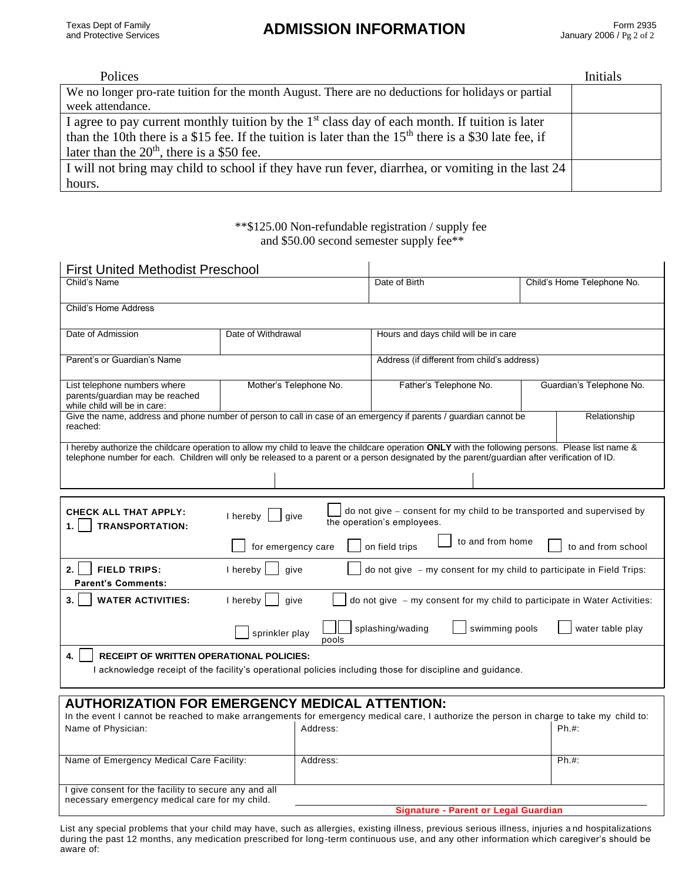Texas Dept of Family and Protective Services

# ADMISSION INFORMATION

Form 2935
January 2006 / Pg 2 of 2

| Polices | Initials |
|---|---|
| We no longer pro-rate tuition for the month August. There are no deductions for holidays or partial week attendance. | |
| I agree to pay current monthly tuition by the 1st class day of each month. If tuition is later than the 10th there is a $15 fee. If the tuition is later than the 15th there is a $30 late fee, if later than the 20th, there is a $50 fee. | |
| I will not bring may child to school if they have run fever, diarrhea, or vomiting in the last 24 hours. | |

**$125.00 Non-refundable registration / supply fee and $50.00 second semester supply fee**

## First United Methodist Preschool

| Child's Name | | Date of Birth | Child's Home Telephone No. |
|---|---|---|---|
| Child's Home Address | | | |
| Date of Admission | Date of Withdrawal | Hours and days child will be in care | |
| Parent's or Guardian's Name | | Address (if different from child's address) | |
| List telephone numbers where parents/guardian may be reached while child will be in care: | Mother's Telephone No. | Father's Telephone No. | Guardian's Telephone No. |
| Give the name, address and phone number of person to call in case of an emergency if parents / guardian cannot be reached: | | | Relationship |

I hereby authorize the childcare operation to allow my child to leave the childcare operation **ONLY** with the following persons. Please list name & telephone number for each. Children will only be released to a parent or a person designated by the parent/guardian after verification of ID.

| | | |
|---|---|---|
| | | |

**CHECK ALL THAT APPLY:**

**1. ☐ TRANSPORTATION:** I hereby ☐ give ☐ do not give – consent for my child to be transported and supervised by the operation's employees.

☐ for emergency care ☐ on field trips ☐ to and from home ☐ to and from school

**2. ☐ FIELD TRIPS:** I hereby ☐ give ☐ do not give – my consent for my child to participate in Field Trips:

**Parent's Comments:**

**3. ☐ WATER ACTIVITIES:** I hereby ☐ give ☐ do not give – my consent for my child to participate in Water Activities:

☐ sprinkler play ☐ ☐ splashing/wading pools ☐ swimming pools ☐ water table play

**4. ☐ RECEIPT OF WRITTEN OPERATIONAL POLICIES:**

I acknowledge receipt of the facility's operational policies including those for discipline and guidance.

## AUTHORIZATION FOR EMERGENCY MEDICAL ATTENTION:

In the event I cannot be reached to make arrangements for emergency medical care, I authorize the person in charge to take my child to:

| Name of Physician: | Address: | Ph.#: |
|---|---|---|
| Name of Emergency Medical Care Facility: | Address: | Ph.#: |

I give consent for the facility to secure any and all necessary emergency medical care for my child.

______________________________
**Signature - Parent or Legal Guardian**

List any special problems that your child may have, such as allergies, existing illness, previous serious illness, injuries and hospitalizations during the past 12 months, any medication prescribed for long-term continuous use, and any other information which caregiver's should be aware of: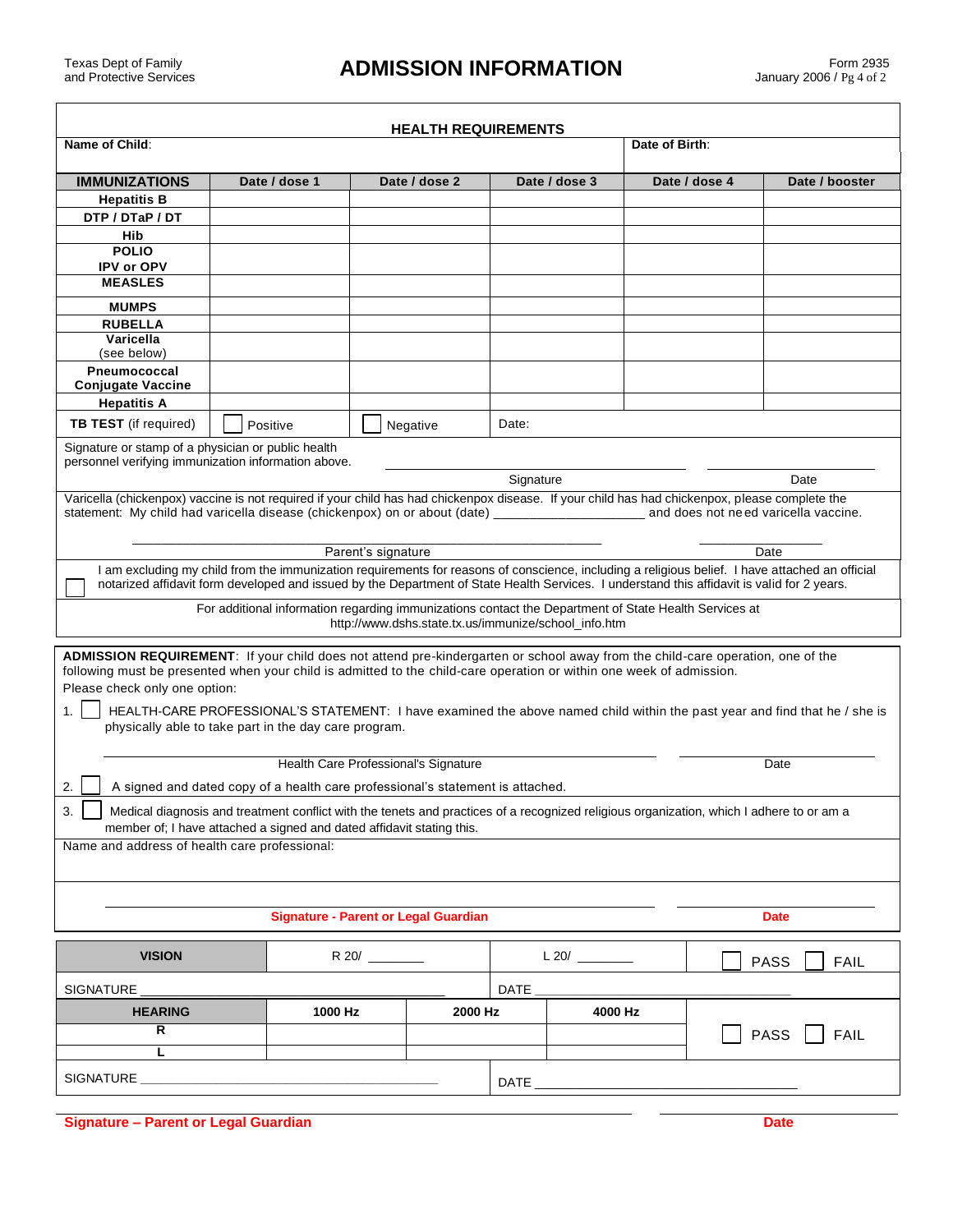Texas Dept of Family and Protective Services

# ADMISSION INFORMATION

Form 2935
January 2006

## HEALTH REQUIREMENTS

**Name of Child**:

**Date of Birth**:

| IMMUNIZATIONS | Date / dose 1 | Date / dose 2 | Date / dose 3 | Date / dose 4 | Date / booster |
|---|---|---|---|---|---|
| **Hepatitis B** | | | | | |
| **DTP / DTaP / DT** | | | | | |
| **Hib** | | | | | |
| **POLIO IPV or OPV** | | | | | |
| **MEASLES** | | | | | |
| **MUMPS** | | | | | |
| **RUBELLA** | | | | | |
| **Varicella** (see below) | | | | | |
| **Pneumococcal Conjugate Vaccine** | | | | | |
| **Hepatitis A** | | | | | |
| **TB TEST** (if required) | ☐ Positive | ☐ Negative | Date: | | |

Signature or stamp of a physician or public health personnel verifying immunization information above.

_______________________________ Signature _______________ Date

Varicella (chickenpox) vaccine is not required if your child has had chickenpox disease. If your child has had chickenpox, please complete the statement: My child had varicella disease (chickenpox) on or about (date) ____________________ and does not need varicella vaccine.

_______________________________ Parent's signature _______________ Date

☐ I am excluding my child from the immunization requirements for reasons of conscience, including a religious belief. I have attached an official notarized affidavit form developed and issued by the Department of State Health Services. I understand this affidavit is valid for 2 years.

For additional information regarding immunizations contact the Department of State Health Services at http://www.dshs.state.tx.us/immunize/school_info.htm

**ADMISSION REQUIREMENT**: If your child does not attend pre-kindergarten or school away from the child-care operation, one of the following must be presented when your child is admitted to the child-care operation or within one week of admission.

Please check only one option:

1. ☐ HEALTH-CARE PROFESSIONAL'S STATEMENT: I have examined the above named child within the past year and find that he / she is physically able to take part in the day care program.

   _______________________________ Health Care Professional's Signature _______________ Date

2. ☐ A signed and dated copy of a health care professional's statement is attached.

3. ☐ Medical diagnosis and treatment conflict with the tenets and practices of a recognized religious organization, which I adhere to or am a member of; I have attached a signed and dated affidavit stating this.

Name and address of health care professional:

_______________________________ **Signature - Parent or Legal Guardian** _______________ **Date**

| VISION | R 20/ ________ | L 20/ ________ | ☐ PASS ☐ FAIL |
|---|---|---|---|

SIGNATURE ______________________________ DATE ______________________________

| HEARING | 1000 Hz | 2000 Hz | 4000 Hz | |
|---|---|---|---|---|
| R | | | | ☐ PASS ☐ FAIL |
| L | | | | |

SIGNATURE ______________________________ DATE ______________________________

_______________________________ **Signature – Parent or Legal Guardian** _______________ **Date**